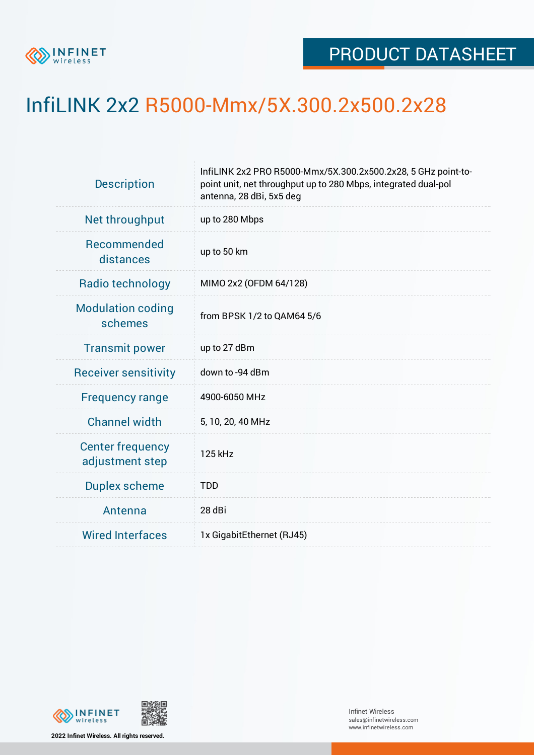PRODUCT DATASHEET

# InfiLINK 2x2 R5000-Mmx/5X.300.2x500.2x28

| | |
|---|---|
| Description | InfiLINK 2x2 PRO R5000-Mmx/5X.300.2x500.2x28, 5 GHz point-to-point unit, net throughput up to 280 Mbps, integrated dual-pol antenna, 28 dBi, 5x5 deg |
| Net throughput | up to 280 Mbps |
| Recommended distances | up to 50 km |
| Radio technology | MIMO 2x2 (OFDM 64/128) |
| Modulation coding schemes | from BPSK 1/2 to QAM64 5/6 |
| Transmit power | up to 27 dBm |
| Receiver sensitivity | down to -94 dBm |
| Frequency range | 4900-6050 MHz |
| Channel width | 5, 10, 20, 40 MHz |
| Center frequency adjustment step | 125 kHz |
| Duplex scheme | TDD |
| Antenna | 28 dBi |
| Wired Interfaces | 1x GigabitEthernet (RJ45) |

2022 Infinet Wireless. All rights reserved.

Infinet Wireless
sales@infinetwireless.com
www.infinetwireless.com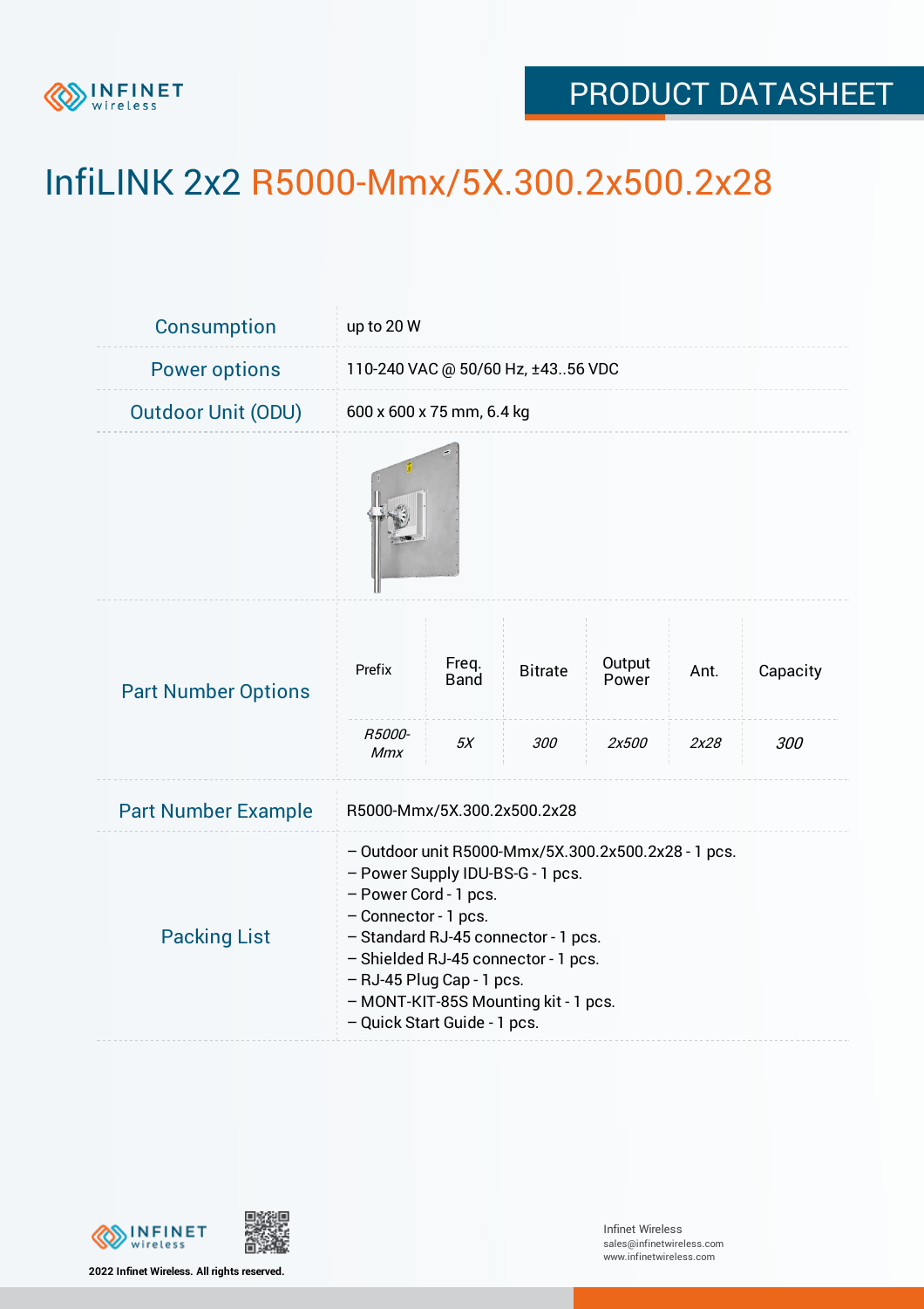# InfiLINK 2x2 R5000-Mmx/5X.300.2x500.2x28

| | |
|---|---|
| Consumption | up to 20 W |
| Power options | 110-240 VAC @ 50/60 Hz, ±43..56 VDC |
| Outdoor Unit (ODU) | 600 x 600 x 75 mm, 6.4 kg |

**Part Number Options**

| Prefix | Freq. Band | Bitrate | Output Power | Ant. | Capacity |
|---|---|---|---|---|---|
| *R5000-Mmx* | *5X* | *300* | *2x500* | *2x28* | *300* |

| | |
|---|---|
| Part Number Example | R5000-Mmx/5X.300.2x500.2x28 |

**Packing List**

- Outdoor unit R5000-Mmx/5X.300.2x500.2x28 - 1 pcs.
- Power Supply IDU-BS-G - 1 pcs.
- Power Cord - 1 pcs.
- Connector - 1 pcs.
- Standard RJ-45 connector - 1 pcs.
- Shielded RJ-45 connector - 1 pcs.
- RJ-45 Plug Cap - 1 pcs.
- MONT-KIT-85S Mounting kit - 1 pcs.
- Quick Start Guide - 1 pcs.

2022 Infinet Wireless. All rights reserved.

Infinet Wireless
sales@infinetwireless.com
www.infinetwireless.com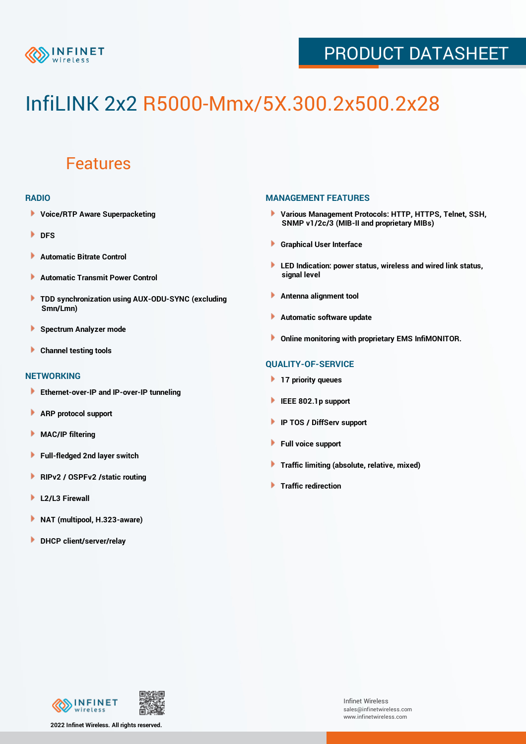# InfiLINK 2x2 R5000-Mmx/5X.300.2x500.2x28

## Features

### RADIO

- Voice/RTP Aware Superpacketing
- DFS
- Automatic Bitrate Control
- Automatic Transmit Power Control
- TDD synchronization using AUX-ODU-SYNC (excluding Smn/Lmn)
- Spectrum Analyzer mode
- Channel testing tools

### NETWORKING

- Ethernet-over-IP and IP-over-IP tunneling
- ARP protocol support
- MAC/IP filtering
- Full-fledged 2nd layer switch
- RIPv2 / OSPFv2 /static routing
- L2/L3 Firewall
- NAT (multipool, H.323-aware)
- DHCP client/server/relay

### MANAGEMENT FEATURES

- Various Management Protocols: HTTP, HTTPS, Telnet, SSH, SNMP v1/2c/3 (MIB-II and proprietary MIBs)
- Graphical User Interface
- LED Indication: power status, wireless and wired link status, signal level
- Antenna alignment tool
- Automatic software update
- Online monitoring with proprietary EMS InfiMONITOR.

### QUALITY-OF-SERVICE

- 17 priority queues
- IEEE 802.1p support
- IP TOS / DiffServ support
- Full voice support
- Traffic limiting (absolute, relative, mixed)
- Traffic redirection

2022 Infinet Wireless. All rights reserved.

Infinet Wireless
sales@infinetwireless.com
www.infinetwireless.com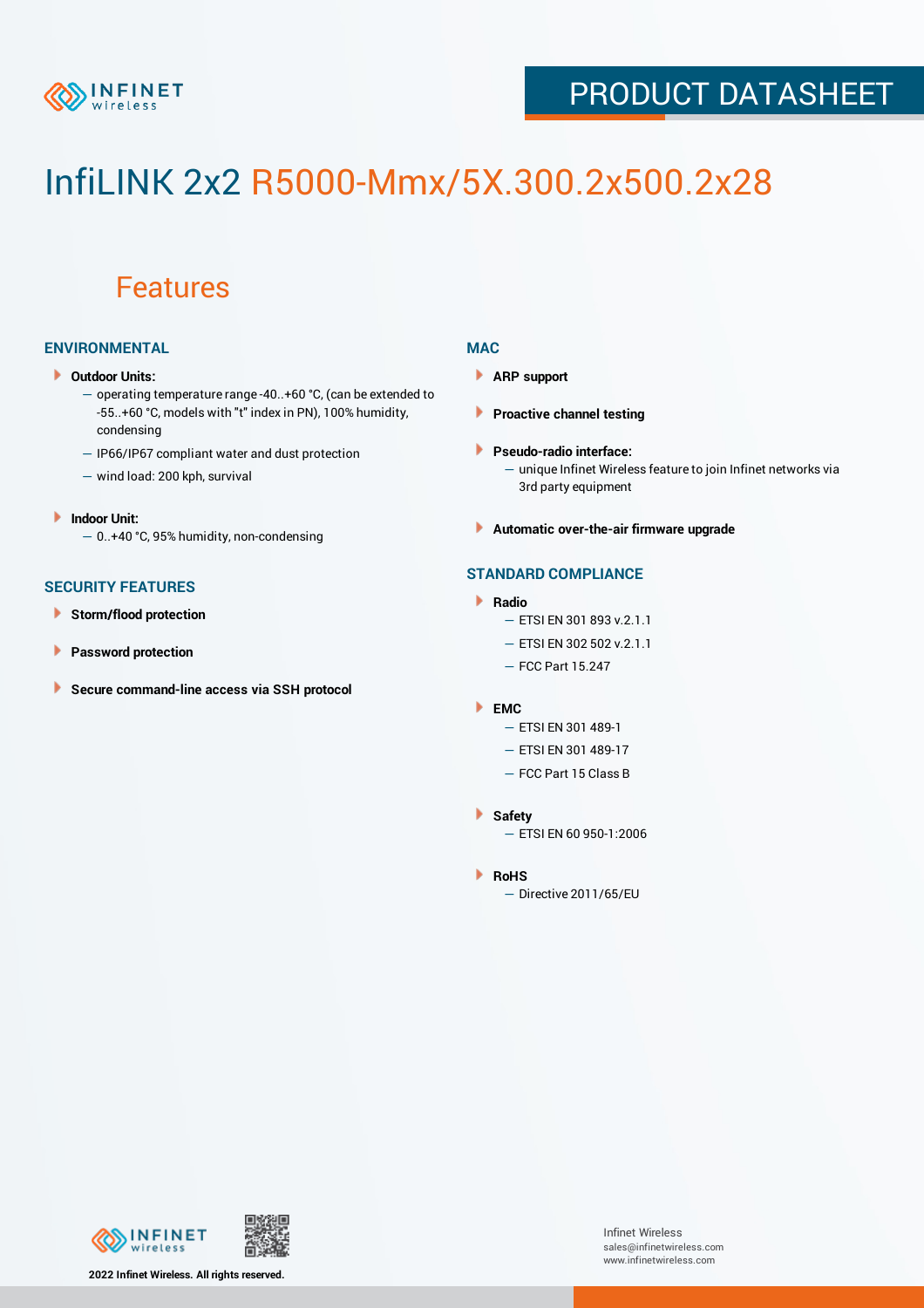# InfiLINK 2x2 R5000-Mmx/5X.300.2x500.2x28

## Features

### ENVIRONMENTAL

- **Outdoor Units:**
  - operating temperature range -40..+60 °C, (can be extended to -55..+60 °C, models with "t" index in PN), 100% humidity, condensing
  - IP66/IP67 compliant water and dust protection
  - wind load: 200 kph, survival
- **Indoor Unit:**
  - 0..+40 °C, 95% humidity, non-condensing

### SECURITY FEATURES

- **Storm/flood protection**
- **Password protection**
- **Secure command-line access via SSH protocol**

### MAC

- **ARP support**
- **Proactive channel testing**
- **Pseudo-radio interface:**
  - unique Infinet Wireless feature to join Infinet networks via 3rd party equipment
- **Automatic over-the-air firmware upgrade**

### STANDARD COMPLIANCE

- **Radio**
  - ETSI EN 301 893 v.2.1.1
  - ETSI EN 302 502 v.2.1.1
  - FCC Part 15.247
- **EMC**
  - ETSI EN 301 489-1
  - ETSI EN 301 489-17
  - FCC Part 15 Class B
- **Safety**
  - ETSI EN 60 950-1:2006
- **RoHS**
  - Directive 2011/65/EU

**2022 Infinet Wireless. All rights reserved.**

Infinet Wireless
sales@infinetwireless.com
www.infinetwireless.com